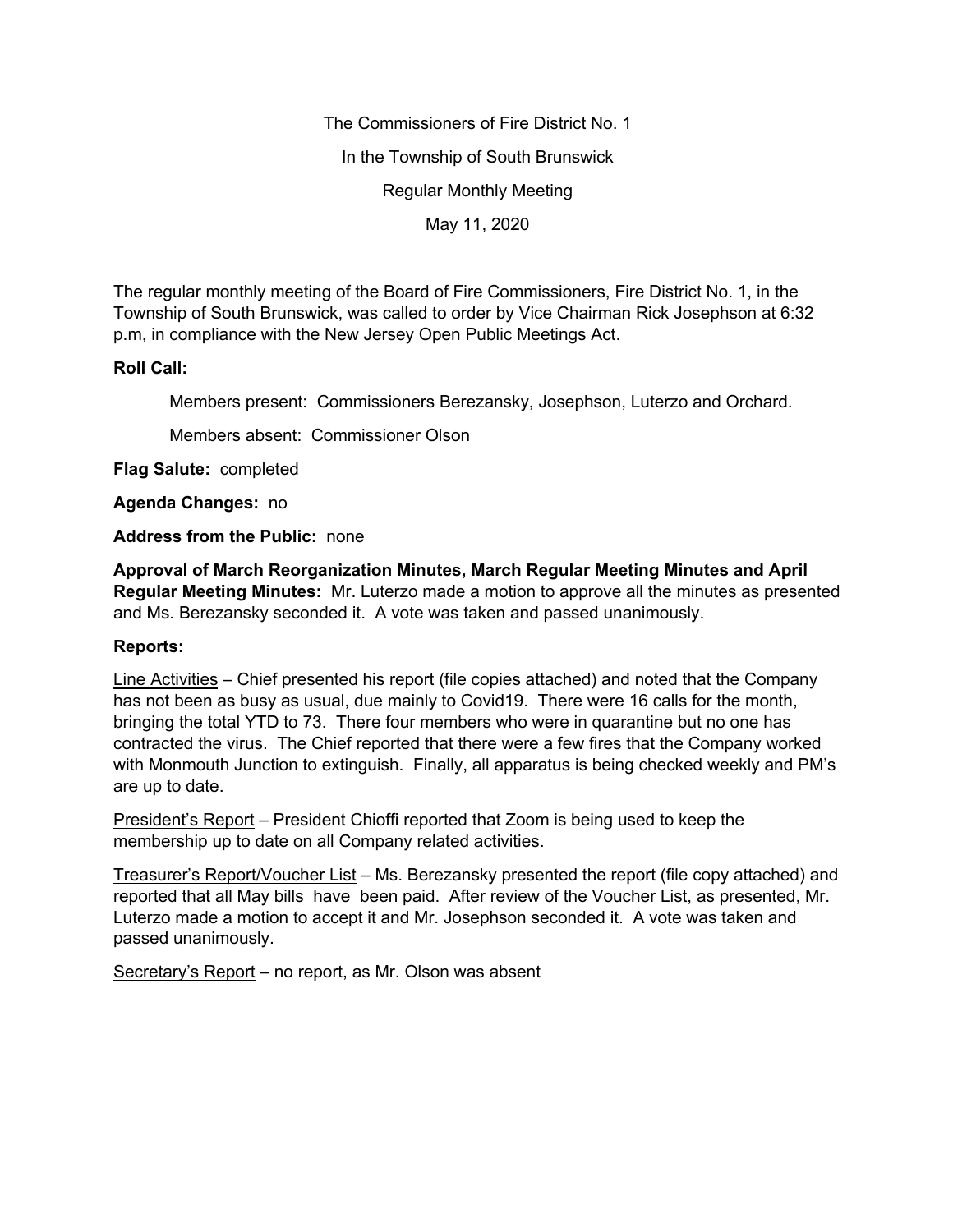The Commissioners of Fire District No. 1

In the Township of South Brunswick

Regular Monthly Meeting

May 11, 2020

The regular monthly meeting of the Board of Fire Commissioners, Fire District No. 1, in the Township of South Brunswick, was called to order by Vice Chairman Rick Josephson at 6:32 p.m, in compliance with the New Jersey Open Public Meetings Act.

**Roll Call:**

Members present: Commissioners Berezansky, Josephson, Luterzo and Orchard.

Members absent: Commissioner Olson

**Flag Salute:** completed

**Agenda Changes:** no

**Address from the Public:** none

**Approval of March Reorganization Minutes, March Regular Meeting Minutes and April Regular Meeting Minutes:** Mr. Luterzo made a motion to approve all the minutes as presented and Ms. Berezansky seconded it. A vote was taken and passed unanimously.

**Reports:**

Line Activities – Chief presented his report (file copies attached) and noted that the Company has not been as busy as usual, due mainly to Covid19. There were 16 calls for the month, bringing the total YTD to 73. There four members who were in quarantine but no one has contracted the virus. The Chief reported that there were a few fires that the Company worked with Monmouth Junction to extinguish. Finally, all apparatus is being checked weekly and PM's are up to date.

President's Report – President Chioffi reported that Zoom is being used to keep the membership up to date on all Company related activities.

Treasurer's Report/Voucher List – Ms. Berezansky presented the report (file copy attached) and reported that all May bills have been paid. After review of the Voucher List, as presented, Mr. Luterzo made a motion to accept it and Mr. Josephson seconded it. A vote was taken and passed unanimously.

Secretary's Report – no report, as Mr. Olson was absent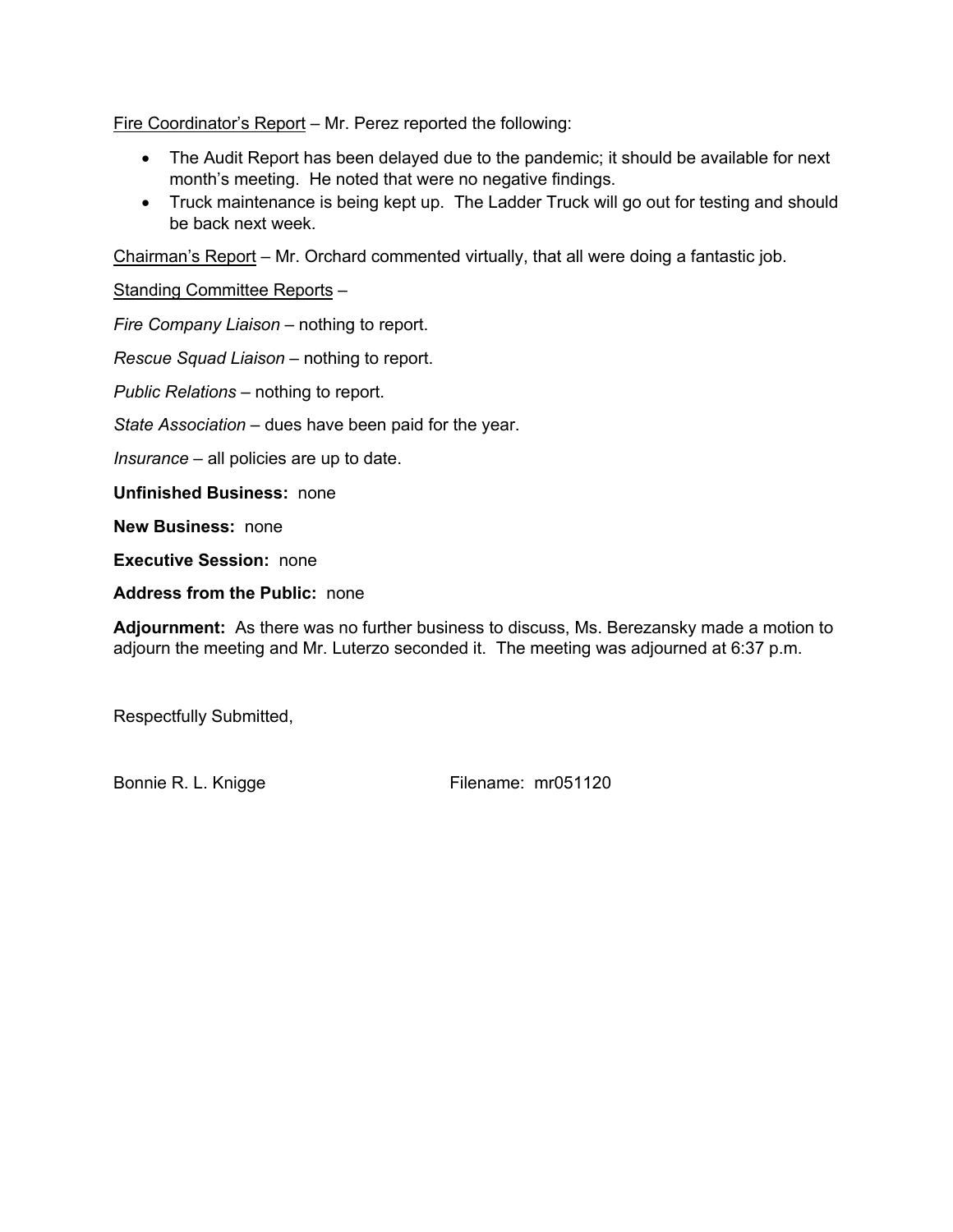<u>Fire Coordinator's Report</u> – Mr. Perez reported the following:

- The Audit Report has been delayed due to the pandemic; it should be available for next month's meeting. He noted that were no negative findings.
- Truck maintenance is being kept up. The Ladder Truck will go out for testing and should be back next week.

<u>Chairman's Report</u> – Mr. Orchard commented virtually, that all were doing a fantastic job.

<u>Standing Committee Reports</u> –

*Fire Company Liaison* – nothing to report.

*Rescue Squad Liaison* – nothing to report.

*Public Relations* – nothing to report.

*State Association* – dues have been paid for the year.

*Insurance* – all policies are up to date.

**Unfinished Business:** none

**New Business:** none

**Executive Session:** none

**Address from the Public:** none

**Adjournment:** As there was no further business to discuss, Ms. Berezansky made a motion to adjourn the meeting and Mr. Luterzo seconded it. The meeting was adjourned at 6:37 p.m.

Respectfully Submitted,

Bonnie R. L. Knigge                Filename: mr051120